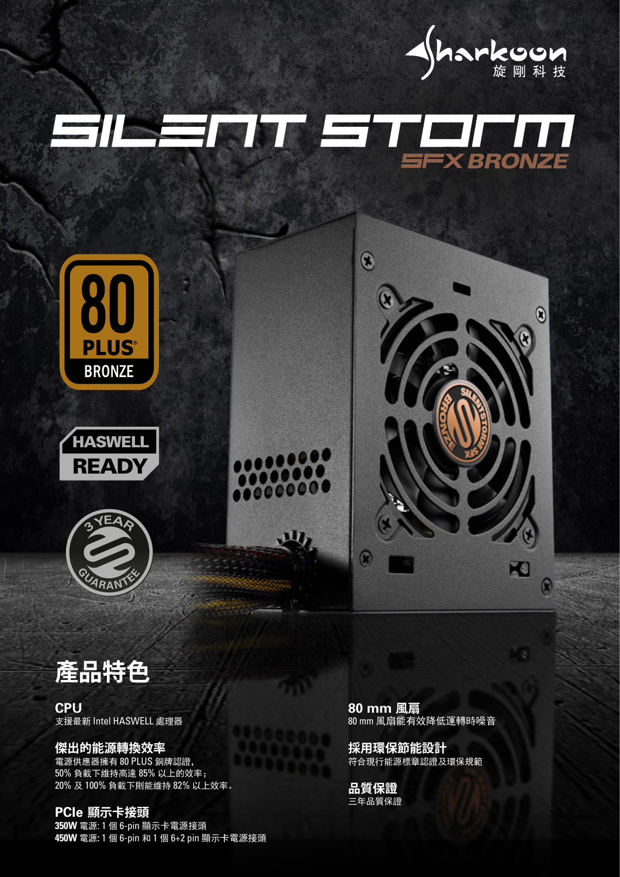Sharkoon 旋剛科技

# SILENT STORM

## SFX BRONZE

80 PLUS BRONZE

HASWELL READY

3 YEAR GUARANTEE

## 產品特色

### CPU
支援最新 Intel HASWELL 處理器

### 傑出的能源轉換效率
電源供應器擁有 80 PLUS 銅牌認證，
50% 負載下維持高達 85% 以上的效率；
20% 及 100% 負載下則能維持 82% 以上效率。

### PCIe 顯示卡接頭
**350W** 電源: 1 個 6-pin 顯示卡電源接頭
**450W** 電源: 1 個 6-pin 和 1 個 6+2 pin 顯示卡電源接頭

### 80 mm 風扇
80 mm 風扇能有效降低運轉時噪音

### 採用環保節能設計
符合現行能源標章認證及環保規範

### 品質保證
三年品質保證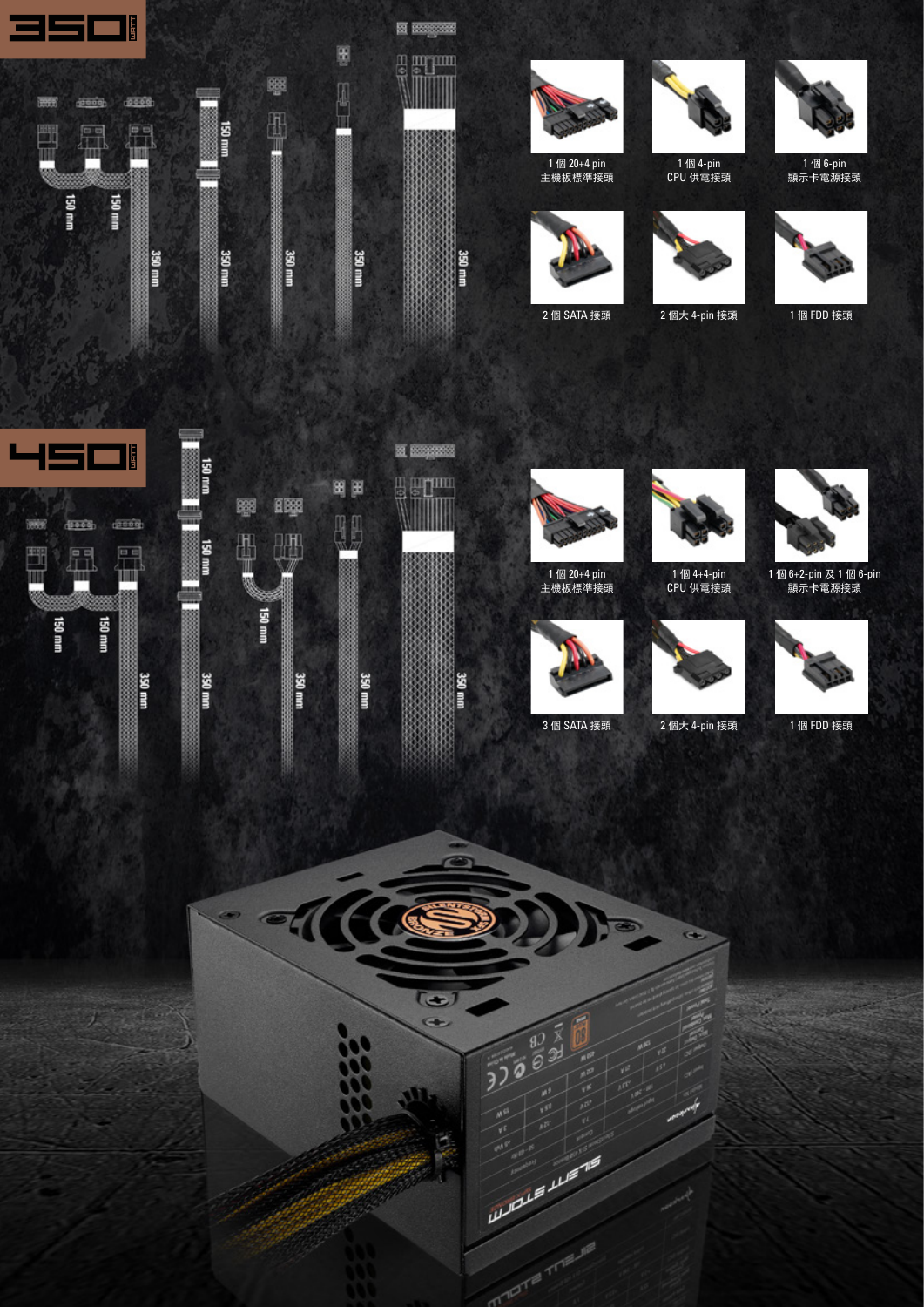## 350

150 mm

150 mm

350 mm

150 mm

350 mm

350 mm

350 mm

350 mm

1 個 20+4 pin
主機板標準接頭

1 個 4-pin
CPU 供電接頭

1 個 6-pin
顯示卡電源接頭

2 個 SATA 接頭

2 個大 4-pin 接頭

1 個 FDD 接頭

## 450

150 mm

150 mm

350 mm

150 mm

150 mm

350 mm

150 mm

350 mm

350 mm

350 mm

1 個 20+4 pin
主機板標準接頭

1 個 4+4-pin
CPU 供電接頭

1 個 6+2-pin 及 1 個 6-pin
顯示卡電源接頭

3 個 SATA 接頭

2 個大 4-pin 接頭

1 個 FDD 接頭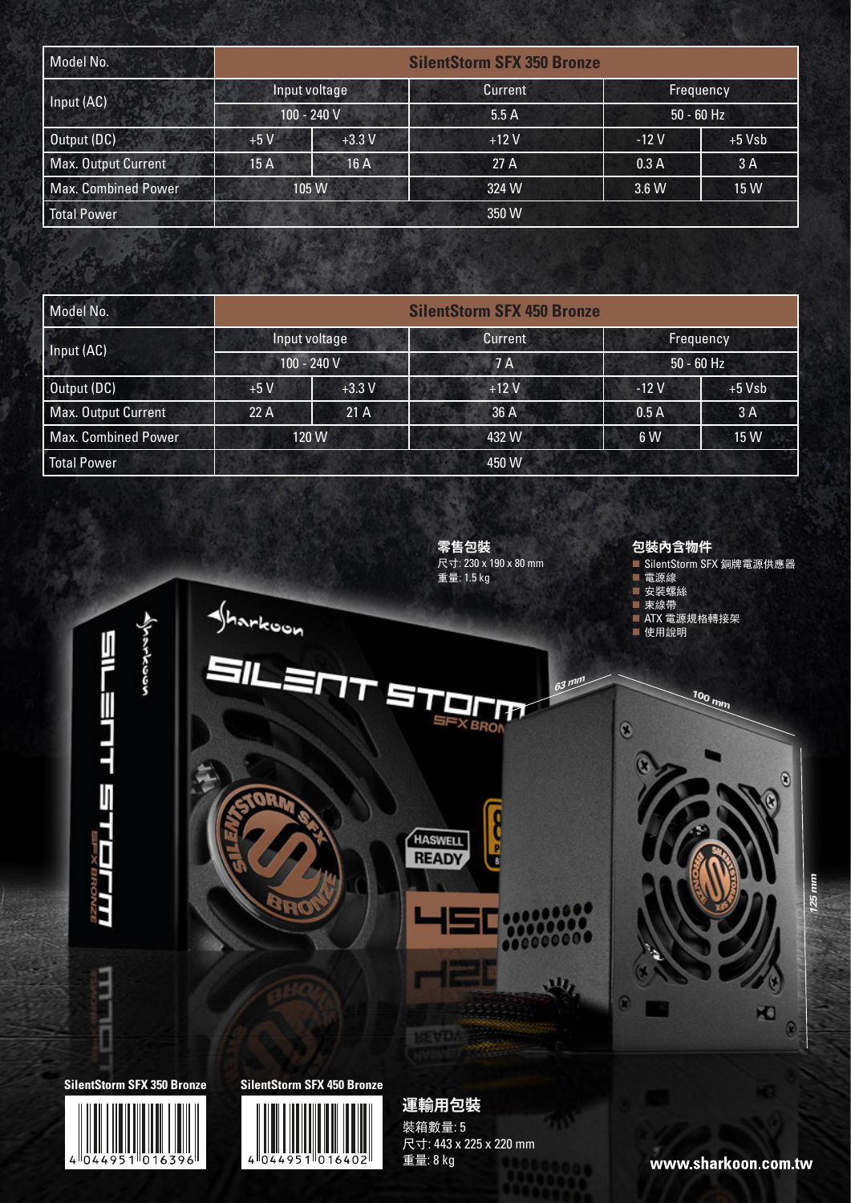| Model No. | SilentStorm SFX 350 Bronze | | | | |
|---|---|---|---|---|---|
| Input (AC) | Input voltage | | Current | Frequency | |
| | 100 - 240 V | | 5.5 A | 50 - 60 Hz | |
| Output (DC) | +5 V | +3.3 V | +12 V | -12 V | +5 Vsb |
| Max. Output Current | 15 A | 16 A | 27 A | 0.3 A | 3 A |
| Max. Combined Power | 105 W | | 324 W | 3.6 W | 15 W |
| Total Power | 350 W | | | | |

| Model No. | SilentStorm SFX 450 Bronze | | | | |
|---|---|---|---|---|---|
| Input (AC) | Input voltage | | Current | Frequency | |
| | 100 - 240 V | | 7 A | 50 - 60 Hz | |
| Output (DC) | +5 V | +3.3 V | +12 V | -12 V | +5 Vsb |
| Max. Output Current | 22 A | 21 A | 36 A | 0.5 A | 3 A |
| Max. Combined Power | 120 W | | 432 W | 6 W | 15 W |
| Total Power | 450 W | | | | |

**零售包裝**

尺寸: 230 x 190 x 80 mm
重量: 1.5 kg

**包裝內含物件**

- SilentStorm SFX 銅牌電源供應器
- 電源線
- 安裝螺絲
- 束線帶
- ATX 電源規格轉接架
- 使用說明

63 mm

100 mm

125 mm

**SilentStorm SFX 350 Bronze**

4 044951 016396

**SilentStorm SFX 450 Bronze**

4 044951 016402

**運輸用包裝**

裝箱數量: 5
尺寸: 443 x 225 x 220 mm
重量: 8 kg

**www.sharkoon.com.tw**